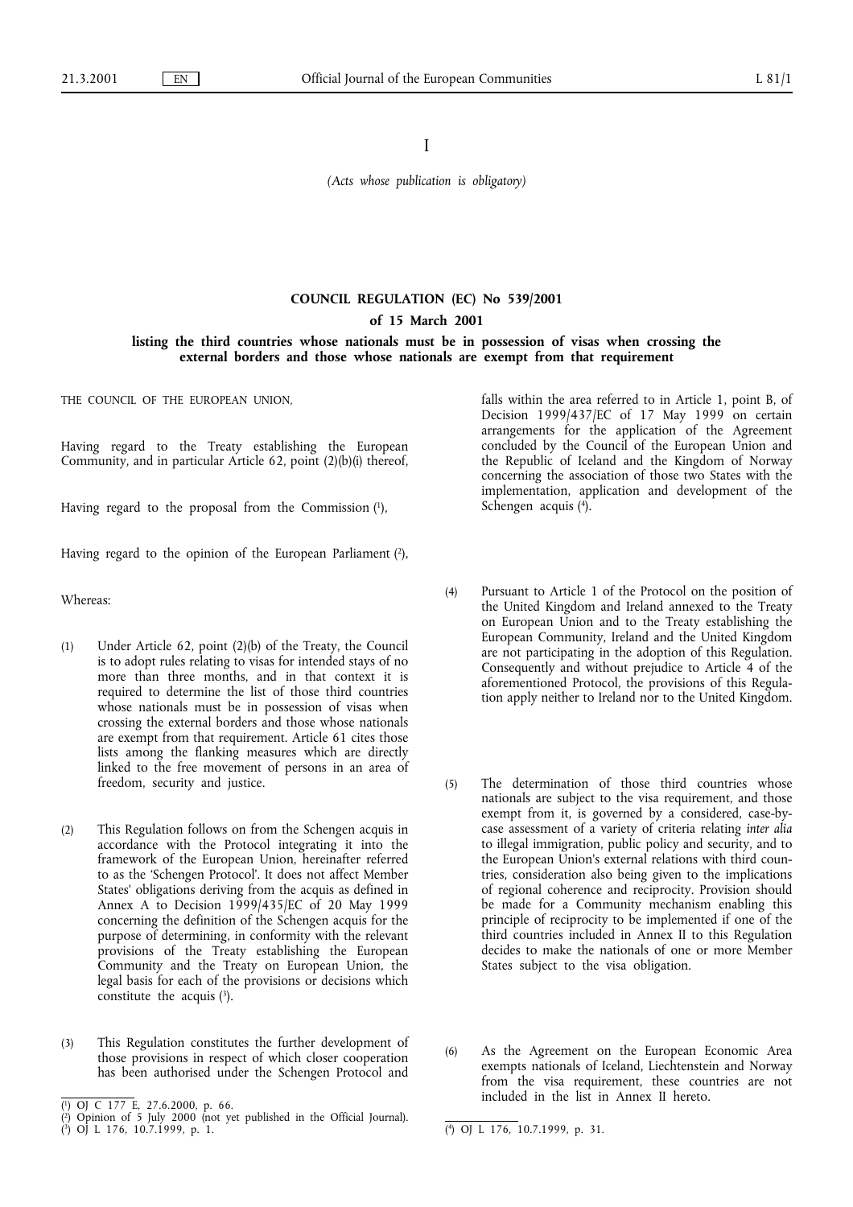I

*(Acts whose publication is obligatory)*

# COUNCIL REGULATION (EC) No 539/2001

## of 15 March 2001

## listing the third countries whose nationals must be in possession of visas when crossing the external borders and those whose nationals are exempt from that requirement

THE COUNCIL OF THE EUROPEAN UNION,

Having regard to the Treaty establishing the European Community, and in particular Article 62, point (2)(b)(i) thereof,

Having regard to the proposal from the Commission [1],

Having regard to the opinion of the European Parliament [2],

Whereas:

(1) Under Article 62, point (2)(b) of the Treaty, the Council is to adopt rules relating to visas for intended stays of no more than three months, and in that context it is required to determine the list of those third countries whose nationals must be in possession of visas when crossing the external borders and those whose nationals are exempt from that requirement. Article 61 cites those lists among the flanking measures which are directly linked to the free movement of persons in an area of freedom, security and justice.

(2) This Regulation follows on from the Schengen acquis in accordance with the Protocol integrating it into the framework of the European Union, hereinafter referred to as the 'Schengen Protocol'. It does not affect Member States' obligations deriving from the acquis as defined in Annex A to Decision 1999/435/EC of 20 May 1999 concerning the definition of the Schengen acquis for the purpose of determining, in conformity with the relevant provisions of the Treaty establishing the European Community and the Treaty on European Union, the legal basis for each of the provisions or decisions which constitute the acquis [3].

(3) This Regulation constitutes the further development of those provisions in respect of which closer cooperation has been authorised under the Schengen Protocol and falls within the area referred to in Article 1, point B, of Decision 1999/437/EC of 17 May 1999 on certain arrangements for the application of the Agreement concluded by the Council of the European Union and the Republic of Iceland and the Kingdom of Norway concerning the association of those two States with the implementation, application and development of the Schengen acquis [4].

(4) Pursuant to Article 1 of the Protocol on the position of the United Kingdom and Ireland annexed to the Treaty on European Union and to the Treaty establishing the European Community, Ireland and the United Kingdom are not participating in the adoption of this Regulation. Consequently and without prejudice to Article 4 of the aforementioned Protocol, the provisions of this Regulation apply neither to Ireland nor to the United Kingdom.

(5) The determination of those third countries whose nationals are subject to the visa requirement, and those exempt from it, is governed by a considered, case-by-case assessment of a variety of criteria relating *inter alia* to illegal immigration, public policy and security, and to the European Union's external relations with third countries, consideration also being given to the implications of regional coherence and reciprocity. Provision should be made for a Community mechanism enabling this principle of reciprocity to be implemented if one of the third countries included in Annex II to this Regulation decides to make the nationals of one or more Member States subject to the visa obligation.

(6) As the Agreement on the European Economic Area exempts nationals of Iceland, Liechtenstein and Norway from the visa requirement, these countries are not included in the list in Annex II hereto.

---

[1] OJ C 177 E, 27.6.2000, p. 66.

[2] Opinion of 5 July 2000 (not yet published in the Official Journal).

[3] OJ L 176, 10.7.1999, p. 1.

[4] OJ L 176, 10.7.1999, p. 31.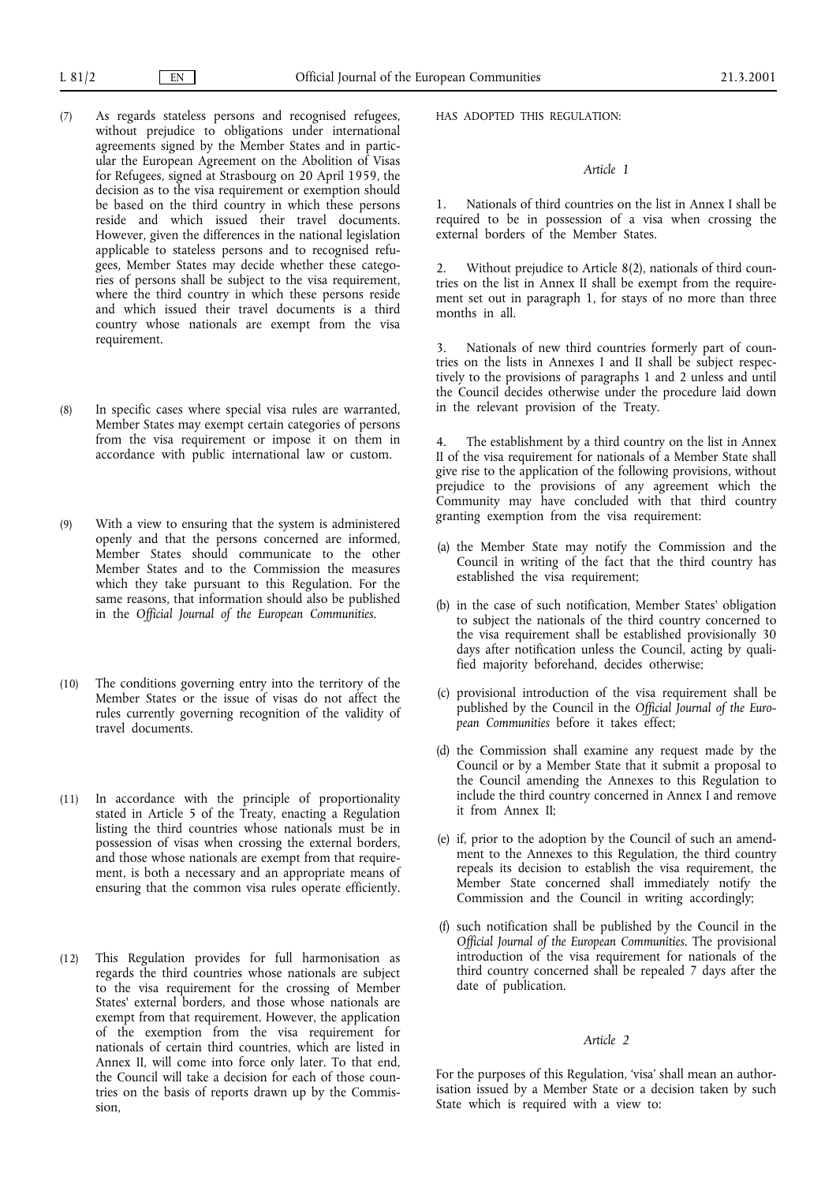(7) As regards stateless persons and recognised refugees, without prejudice to obligations under international agreements signed by the Member States and in particular the European Agreement on the Abolition of Visas for Refugees, signed at Strasbourg on 20 April 1959, the decision as to the visa requirement or exemption should be based on the third country in which these persons reside and which issued their travel documents. However, given the differences in the national legislation applicable to stateless persons and to recognised refugees, Member States may decide whether these categories of persons shall be subject to the visa requirement, where the third country in which these persons reside and which issued their travel documents is a third country whose nationals are exempt from the visa requirement.

(8) In specific cases where special visa rules are warranted, Member States may exempt certain categories of persons from the visa requirement or impose it on them in accordance with public international law or custom.

(9) With a view to ensuring that the system is administered openly and that the persons concerned are informed, Member States should communicate to the other Member States and to the Commission the measures which they take pursuant to this Regulation. For the same reasons, that information should also be published in the *Official Journal of the European Communities*.

(10) The conditions governing entry into the territory of the Member States or the issue of visas do not affect the rules currently governing recognition of the validity of travel documents.

(11) In accordance with the principle of proportionality stated in Article 5 of the Treaty, enacting a Regulation listing the third countries whose nationals must be in possession of visas when crossing the external borders, and those whose nationals are exempt from that requirement, is both a necessary and an appropriate means of ensuring that the common visa rules operate efficiently.

(12) This Regulation provides for full harmonisation as regards the third countries whose nationals are subject to the visa requirement for the crossing of Member States' external borders, and those whose nationals are exempt from that requirement. However, the application of the exemption from the visa requirement for nationals of certain third countries, which are listed in Annex II, will come into force only later. To that end, the Council will take a decision for each of those countries on the basis of reports drawn up by the Commission,

HAS ADOPTED THIS REGULATION:

*Article 1*

1. Nationals of third countries on the list in Annex I shall be required to be in possession of a visa when crossing the external borders of the Member States.

2. Without prejudice to Article 8(2), nationals of third countries on the list in Annex II shall be exempt from the requirement set out in paragraph 1, for stays of no more than three months in all.

3. Nationals of new third countries formerly part of countries on the lists in Annexes I and II shall be subject respectively to the provisions of paragraphs 1 and 2 unless and until the Council decides otherwise under the procedure laid down in the relevant provision of the Treaty.

4. The establishment by a third country on the list in Annex II of the visa requirement for nationals of a Member State shall give rise to the application of the following provisions, without prejudice to the provisions of any agreement which the Community may have concluded with that third country granting exemption from the visa requirement:

(a) the Member State may notify the Commission and the Council in writing of the fact that the third country has established the visa requirement;

(b) in the case of such notification, Member States' obligation to subject the nationals of the third country concerned to the visa requirement shall be established provisionally 30 days after notification unless the Council, acting by qualified majority beforehand, decides otherwise;

(c) provisional introduction of the visa requirement shall be published by the Council in the *Official Journal of the European Communities* before it takes effect;

(d) the Commission shall examine any request made by the Council or by a Member State that it submit a proposal to the Council amending the Annexes to this Regulation to include the third country concerned in Annex I and remove it from Annex II;

(e) if, prior to the adoption by the Council of such an amendment to the Annexes to this Regulation, the third country repeals its decision to establish the visa requirement, the Member State concerned shall immediately notify the Commission and the Council in writing accordingly;

(f) such notification shall be published by the Council in the *Official Journal of the European Communities*. The provisional introduction of the visa requirement for nationals of the third country concerned shall be repealed 7 days after the date of publication.

*Article 2*

For the purposes of this Regulation, 'visa' shall mean an authorisation issued by a Member State or a decision taken by such State which is required with a view to: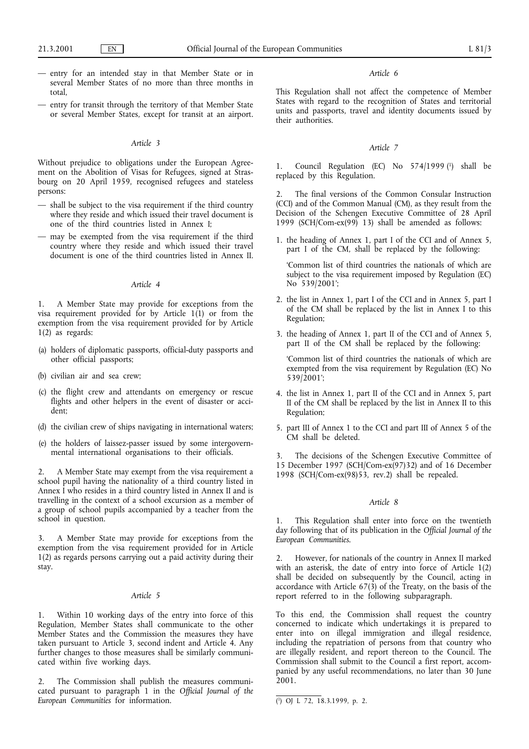— entry for an intended stay in that Member State or in several Member States of no more than three months in total,

— entry for transit through the territory of that Member State or several Member States, except for transit at an airport.

*Article 3*

Without prejudice to obligations under the European Agreement on the Abolition of Visas for Refugees, signed at Strasbourg on 20 April 1959, recognised refugees and stateless persons:

— shall be subject to the visa requirement if the third country where they reside and which issued their travel document is one of the third countries listed in Annex I;

— may be exempted from the visa requirement if the third country where they reside and which issued their travel document is one of the third countries listed in Annex II.

*Article 4*

1. A Member State may provide for exceptions from the visa requirement provided for by Article 1(1) or from the exemption from the visa requirement provided for by Article 1(2) as regards:

(a) holders of diplomatic passports, official-duty passports and other official passports;

(b) civilian air and sea crew;

(c) the flight crew and attendants on emergency or rescue flights and other helpers in the event of disaster or accident;

(d) the civilian crew of ships navigating in international waters;

(e) the holders of laissez-passer issued by some intergovernmental international organisations to their officials.

2. A Member State may exempt from the visa requirement a school pupil having the nationality of a third country listed in Annex I who resides in a third country listed in Annex II and is travelling in the context of a school excursion as a member of a group of school pupils accompanied by a teacher from the school in question.

3. A Member State may provide for exceptions from the exemption from the visa requirement provided for in Article 1(2) as regards persons carrying out a paid activity during their stay.

*Article 5*

1. Within 10 working days of the entry into force of this Regulation, Member States shall communicate to the other Member States and the Commission the measures they have taken pursuant to Article 3, second indent and Article 4. Any further changes to those measures shall be similarly communicated within five working days.

2. The Commission shall publish the measures communicated pursuant to paragraph 1 in the *Official Journal of the European Communities* for information.

*Article 6*

This Regulation shall not affect the competence of Member States with regard to the recognition of States and territorial units and passports, travel and identity documents issued by their authorities.

*Article 7*

1. Council Regulation (EC) No 574/1999 [1] shall be replaced by this Regulation.

2. The final versions of the Common Consular Instruction (CCI) and of the Common Manual (CM), as they result from the Decision of the Schengen Executive Committee of 28 April 1999 (SCH/Com-ex(99) 13) shall be amended as follows:

1. the heading of Annex 1, part I of the CCI and of Annex 5, part I of the CM, shall be replaced by the following:

   'Common list of third countries the nationals of which are subject to the visa requirement imposed by Regulation (EC) No 539/2001';

2. the list in Annex 1, part I of the CCI and in Annex 5, part I of the CM shall be replaced by the list in Annex I to this Regulation;

3. the heading of Annex 1, part II of the CCI and of Annex 5, part II of the CM shall be replaced by the following:

   'Common list of third countries the nationals of which are exempted from the visa requirement by Regulation (EC) No 539/2001';

4. the list in Annex 1, part II of the CCI and in Annex 5, part II of the CM shall be replaced by the list in Annex II to this Regulation;

5. part III of Annex 1 to the CCI and part III of Annex 5 of the CM shall be deleted.

3. The decisions of the Schengen Executive Committee of 15 December 1997 (SCH/Com-ex(97)32) and of 16 December 1998 (SCH/Com-ex(98)53, rev.2) shall be repealed.

*Article 8*

1. This Regulation shall enter into force on the twentieth day following that of its publication in the *Official Journal of the European Communities*.

2. However, for nationals of the country in Annex II marked with an asterisk, the date of entry into force of Article 1(2) shall be decided on subsequently by the Council, acting in accordance with Article 67(3) of the Treaty, on the basis of the report referred to in the following subparagraph.

To this end, the Commission shall request the country concerned to indicate which undertakings it is prepared to enter into on illegal immigration and illegal residence, including the repatriation of persons from that country who are illegally resident, and report thereon to the Council. The Commission shall submit to the Council a first report, accompanied by any useful recommendations, no later than 30 June 2001.

[1] OJ L 72, 18.3.1999, p. 2.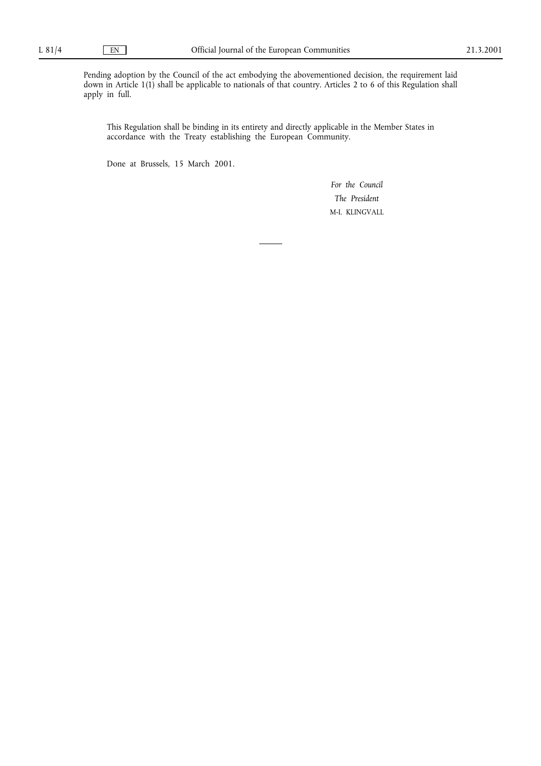Pending adoption by the Council of the act embodying the abovementioned decision, the requirement laid down in Article 1(1) shall be applicable to nationals of that country. Articles 2 to 6 of this Regulation shall apply in full.

This Regulation shall be binding in its entirety and directly applicable in the Member States in accordance with the Treaty establishing the European Community.

Done at Brussels, 15 March 2001.

*For the Council*

*The President*

M-I. KLINGVALL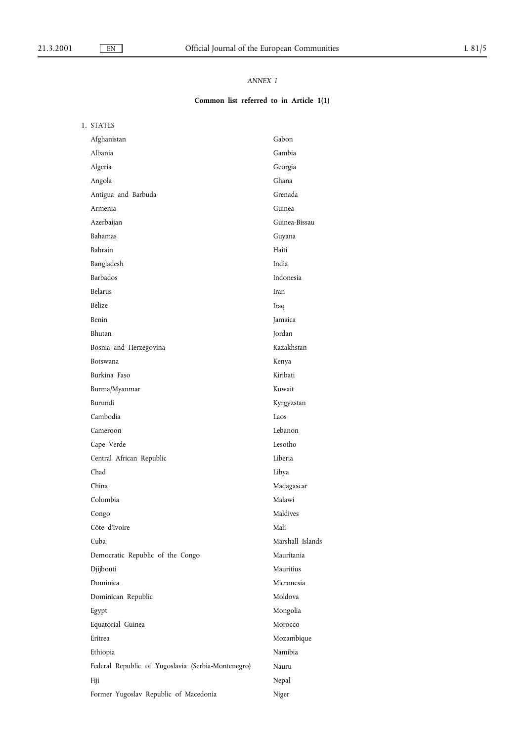*ANNEX I*

**Common list referred to in Article 1(1)**

1. STATES

Afghanistan

Albania

Algeria

Angola

Antigua and Barbuda

Armenia

Azerbaijan

Bahamas

Bahrain

Bangladesh

Barbados

Belarus

Belize

Benin

Bhutan

Bosnia and Herzegovina

Botswana

Burkina Faso

Burma/Myanmar

Burundi

Cambodia

Cameroon

Cape Verde

Central African Republic

Chad

China

Colombia

Congo

Côte d'Ivoire

Cuba

Democratic Republic of the Congo

Djijbouti

Dominica

Dominican Republic

Egypt

Equatorial Guinea

Eritrea

Ethiopia

Federal Republic of Yugoslavia (Serbia-Montenegro)

Fiji

Former Yugoslav Republic of Macedonia

Gabon

Gambia

Georgia

Ghana

Grenada

Guinea

Guinea-Bissau

Guyana

Haiti

India

Indonesia

Iran

Iraq

Jamaica

Jordan

Kazakhstan

Kenya

Kiribati

Kuwait

Kyrgyzstan

Laos

Lebanon

Lesotho

Liberia

Libya

Madagascar

Malawi

Maldives

Mali

Marshall Islands

Mauritania

Mauritius

Micronesia

Moldova

Mongolia

Morocco

Mozambique

Namibia

Nauru

Nepal

Niger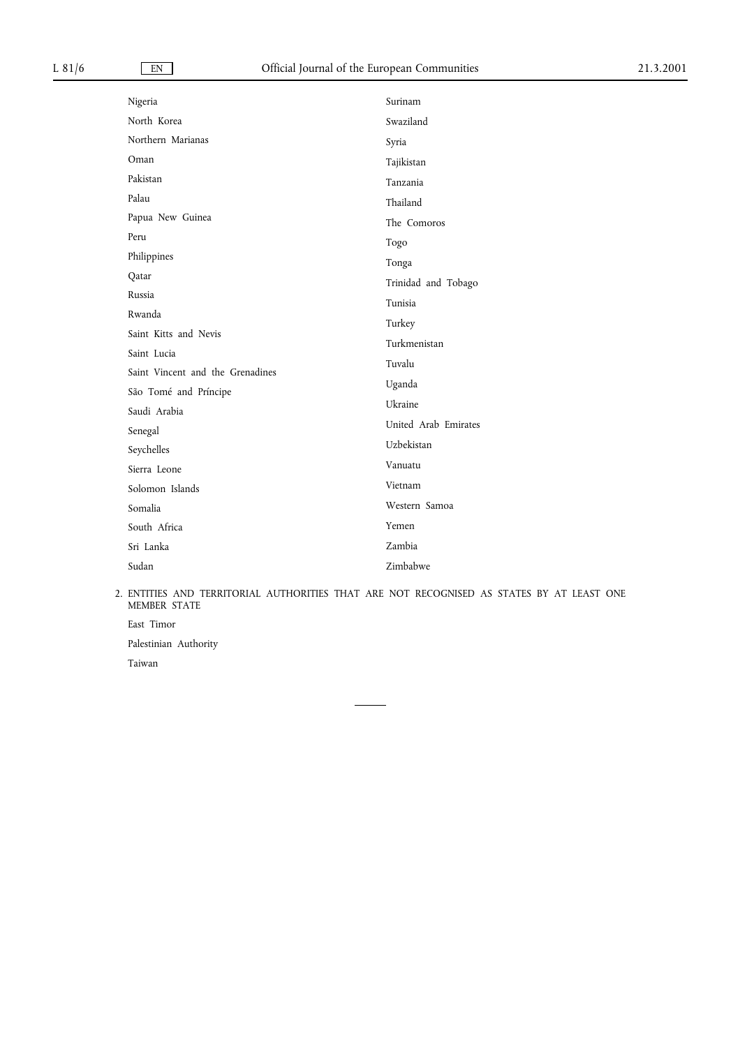Nigeria

North Korea

Northern Marianas

Oman

Pakistan

Palau

Papua New Guinea

Peru

Philippines

Qatar

Russia

Rwanda

Saint Kitts and Nevis

Saint Lucia

Saint Vincent and the Grenadines

São Tomé and Príncipe

Saudi Arabia

Senegal

Seychelles

Sierra Leone

Solomon Islands

Somalia

South Africa

Sri Lanka

Sudan

Surinam

Swaziland

Syria

Tajikistan

Tanzania

Thailand

The Comoros

Togo

Tonga

Trinidad and Tobago

Tunisia

Turkey

Turkmenistan

Tuvalu

Uganda

Ukraine

United Arab Emirates

Uzbekistan

Vanuatu

Vietnam

Western Samoa

Yemen

Zambia

Zimbabwe

2. ENTITIES AND TERRITORIAL AUTHORITIES THAT ARE NOT RECOGNISED AS STATES BY AT LEAST ONE MEMBER STATE

East Timor

Palestinian Authority

Taiwan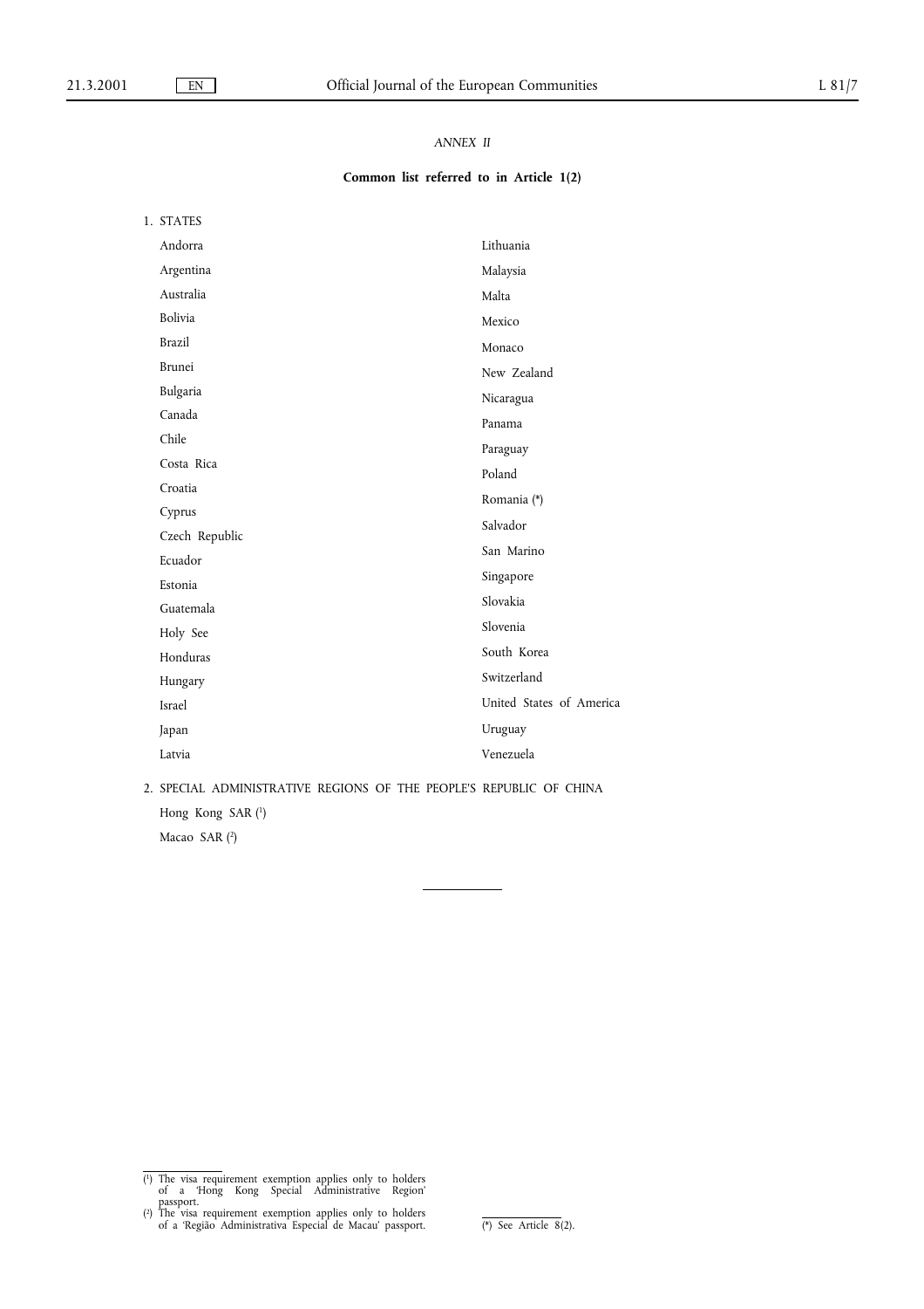*ANNEX II*

**Common list referred to in Article 1(2)**

1. STATES

Andorra

Argentina

Australia

Bolivia

Brazil

Brunei

Bulgaria

Canada

Chile

Costa Rica

Croatia

Cyprus

Czech Republic

Ecuador

Estonia

Guatemala

Holy See

Honduras

Hungary

Israel

Japan

Latvia

Lithuania

Malaysia

Malta

Mexico

Monaco

New Zealand

Nicaragua

Panama

Paraguay

Poland

Romania (*)

Salvador

San Marino

Singapore

Slovakia

Slovenia

South Korea

Switzerland

United States of America

Uruguay

Venezuela

2. SPECIAL ADMINISTRATIVE REGIONS OF THE PEOPLE'S REPUBLIC OF CHINA

Hong Kong SAR [1]

Macao SAR [2]

---

[1] The visa requirement exemption applies only to holders of a 'Hong Kong Special Administrative Region' passport.

[2] The visa requirement exemption applies only to holders of a 'Região Administrativa Especial de Macau' passport.

(*) See Article 8(2).